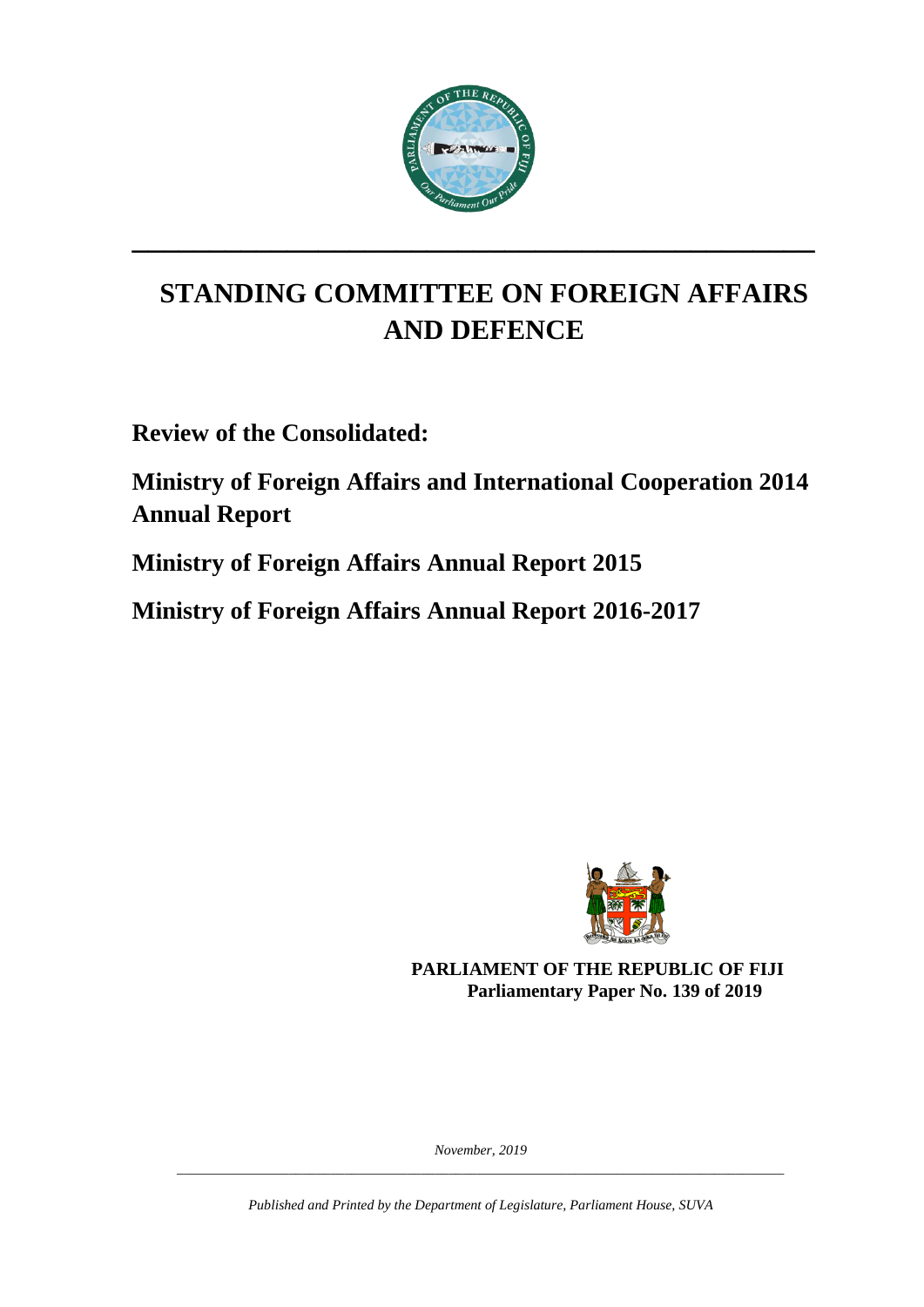# STANDING COMMITTEE ON FOREIGN AFFAIRS AND DEFENCE

**Review of the Consolidated:**

**Ministry of Foreign Affairs and International Cooperation 2014 Annual Report**

**Ministry of Foreign Affairs Annual Report 2015**

**Ministry of Foreign Affairs Annual Report 2016-2017**

**PARLIAMENT OF THE REPUBLIC OF FIJI**
**Parliamentary Paper No. 139 of 2019**

*November, 2019*

*Published and Printed by the Department of Legislature, Parliament House, SUVA*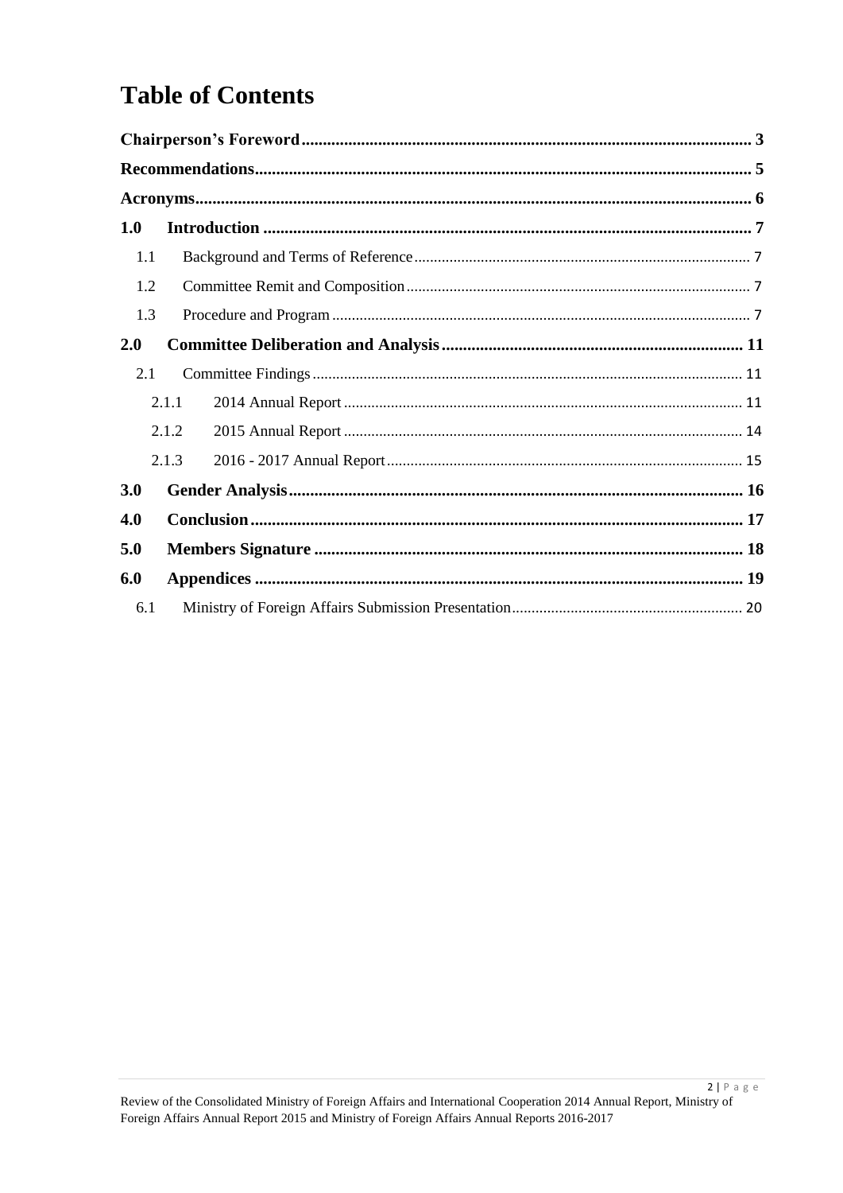# Table of Contents

**Chairperson's Foreword** ..... **3**

**Recommendations** ..... **5**

**Acronyms** ..... **6**

**1.0 Introduction** ..... **7**

- 1.1 Background and Terms of Reference ..... 7
- 1.2 Committee Remit and Composition ..... 7
- 1.3 Procedure and Program ..... 7

**2.0 Committee Deliberation and Analysis** ..... **11**

- 2.1 Committee Findings ..... 11
  - 2.1.1 2014 Annual Report ..... 11
  - 2.1.2 2015 Annual Report ..... 14
  - 2.1.3 2016 - 2017 Annual Report ..... 15

**3.0 Gender Analysis** ..... **16**

**4.0 Conclusion** ..... **17**

**5.0 Members Signature** ..... **18**

**6.0 Appendices** ..... **19**

- 6.1 Ministry of Foreign Affairs Submission Presentation ..... 20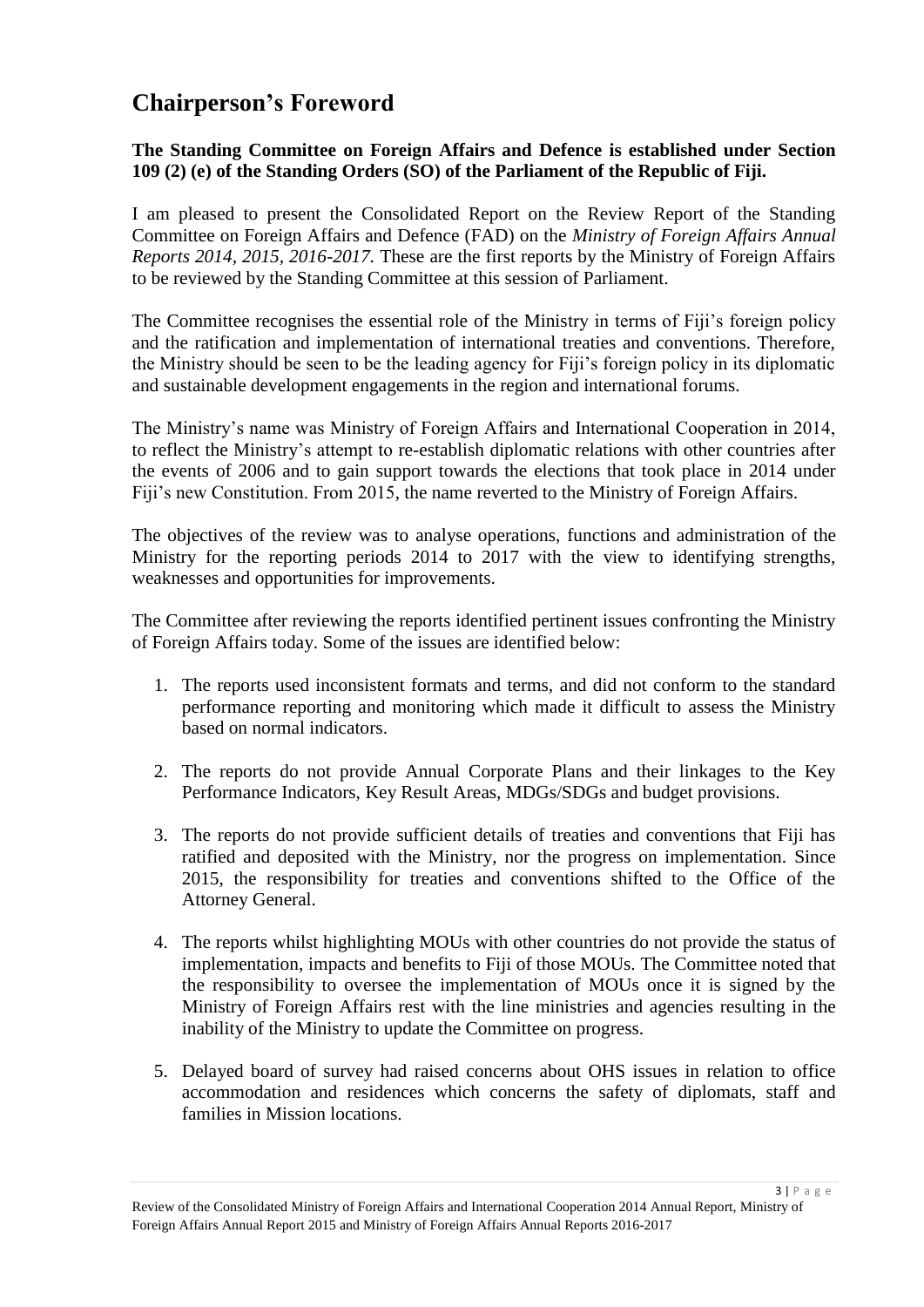# Chairperson's Foreword

**The Standing Committee on Foreign Affairs and Defence is established under Section 109 (2) (e) of the Standing Orders (SO) of the Parliament of the Republic of Fiji.**

I am pleased to present the Consolidated Report on the Review Report of the Standing Committee on Foreign Affairs and Defence (FAD) on the *Ministry of Foreign Affairs Annual Reports 2014, 2015, 2016-2017.* These are the first reports by the Ministry of Foreign Affairs to be reviewed by the Standing Committee at this session of Parliament.

The Committee recognises the essential role of the Ministry in terms of Fiji's foreign policy and the ratification and implementation of international treaties and conventions. Therefore, the Ministry should be seen to be the leading agency for Fiji's foreign policy in its diplomatic and sustainable development engagements in the region and international forums.

The Ministry's name was Ministry of Foreign Affairs and International Cooperation in 2014, to reflect the Ministry's attempt to re-establish diplomatic relations with other countries after the events of 2006 and to gain support towards the elections that took place in 2014 under Fiji's new Constitution. From 2015, the name reverted to the Ministry of Foreign Affairs.

The objectives of the review was to analyse operations, functions and administration of the Ministry for the reporting periods 2014 to 2017 with the view to identifying strengths, weaknesses and opportunities for improvements.

The Committee after reviewing the reports identified pertinent issues confronting the Ministry of Foreign Affairs today. Some of the issues are identified below:

1. The reports used inconsistent formats and terms, and did not conform to the standard performance reporting and monitoring which made it difficult to assess the Ministry based on normal indicators.

2. The reports do not provide Annual Corporate Plans and their linkages to the Key Performance Indicators, Key Result Areas, MDGs/SDGs and budget provisions.

3. The reports do not provide sufficient details of treaties and conventions that Fiji has ratified and deposited with the Ministry, nor the progress on implementation. Since 2015, the responsibility for treaties and conventions shifted to the Office of the Attorney General.

4. The reports whilst highlighting MOUs with other countries do not provide the status of implementation, impacts and benefits to Fiji of those MOUs. The Committee noted that the responsibility to oversee the implementation of MOUs once it is signed by the Ministry of Foreign Affairs rest with the line ministries and agencies resulting in the inability of the Ministry to update the Committee on progress.

5. Delayed board of survey had raised concerns about OHS issues in relation to office accommodation and residences which concerns the safety of diplomats, staff and families in Mission locations.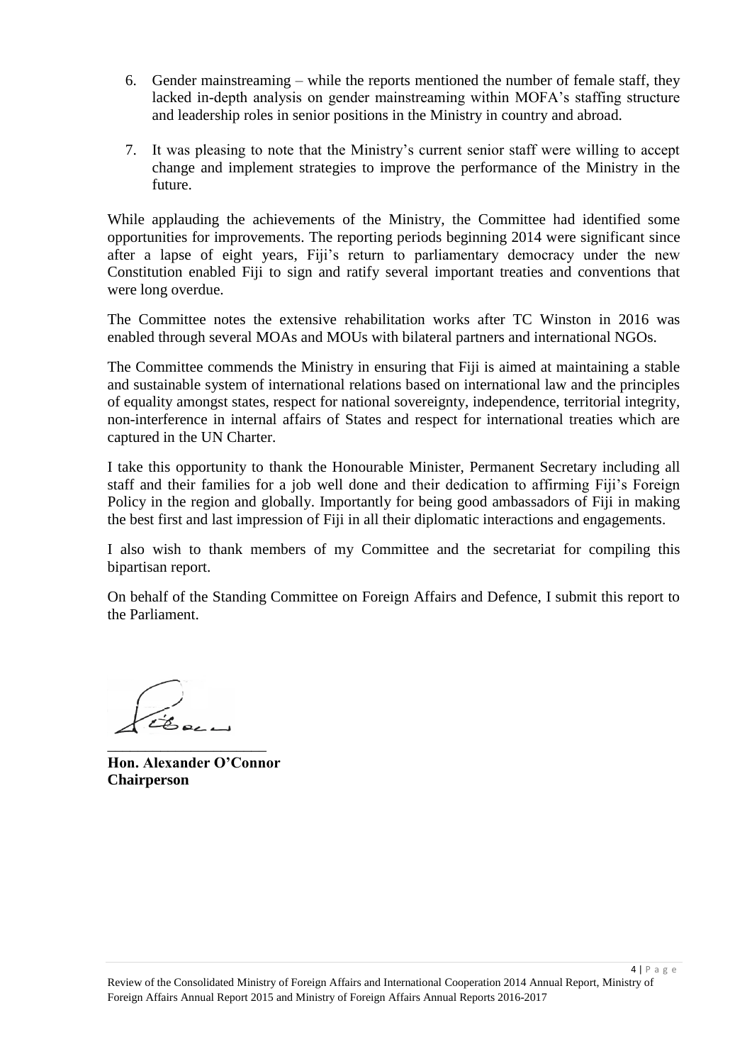6. Gender mainstreaming – while the reports mentioned the number of female staff, they lacked in-depth analysis on gender mainstreaming within MOFA's staffing structure and leadership roles in senior positions in the Ministry in country and abroad.

7. It was pleasing to note that the Ministry's current senior staff were willing to accept change and implement strategies to improve the performance of the Ministry in the future.

While applauding the achievements of the Ministry, the Committee had identified some opportunities for improvements. The reporting periods beginning 2014 were significant since after a lapse of eight years, Fiji's return to parliamentary democracy under the new Constitution enabled Fiji to sign and ratify several important treaties and conventions that were long overdue.

The Committee notes the extensive rehabilitation works after TC Winston in 2016 was enabled through several MOAs and MOUs with bilateral partners and international NGOs.

The Committee commends the Ministry in ensuring that Fiji is aimed at maintaining a stable and sustainable system of international relations based on international law and the principles of equality amongst states, respect for national sovereignty, independence, territorial integrity, non-interference in internal affairs of States and respect for international treaties which are captured in the UN Charter.

I take this opportunity to thank the Honourable Minister, Permanent Secretary including all staff and their families for a job well done and their dedication to affirming Fiji's Foreign Policy in the region and globally. Importantly for being good ambassadors of Fiji in making the best first and last impression of Fiji in all their diplomatic interactions and engagements.

I also wish to thank members of my Committee and the secretariat for compiling this bipartisan report.

On behalf of the Standing Committee on Foreign Affairs and Defence, I submit this report to the Parliament.

_____________________

**Hon. Alexander O'Connor**
**Chairperson**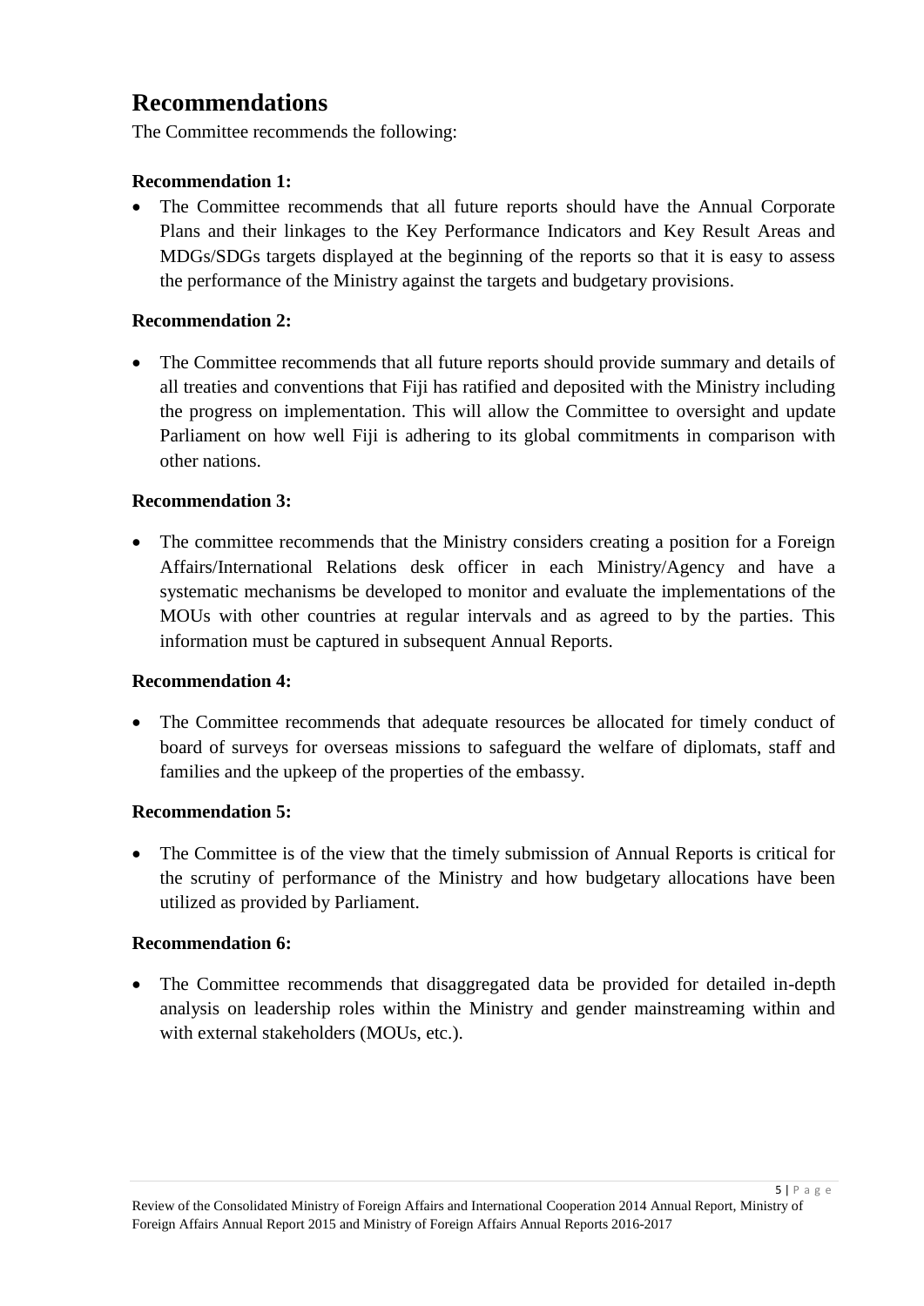# Recommendations

The Committee recommends the following:

**Recommendation 1:**

- The Committee recommends that all future reports should have the Annual Corporate Plans and their linkages to the Key Performance Indicators and Key Result Areas and MDGs/SDGs targets displayed at the beginning of the reports so that it is easy to assess the performance of the Ministry against the targets and budgetary provisions.

**Recommendation 2:**

- The Committee recommends that all future reports should provide summary and details of all treaties and conventions that Fiji has ratified and deposited with the Ministry including the progress on implementation. This will allow the Committee to oversight and update Parliament on how well Fiji is adhering to its global commitments in comparison with other nations.

**Recommendation 3:**

- The committee recommends that the Ministry considers creating a position for a Foreign Affairs/International Relations desk officer in each Ministry/Agency and have a systematic mechanisms be developed to monitor and evaluate the implementations of the MOUs with other countries at regular intervals and as agreed to by the parties. This information must be captured in subsequent Annual Reports.

**Recommendation 4:**

- The Committee recommends that adequate resources be allocated for timely conduct of board of surveys for overseas missions to safeguard the welfare of diplomats, staff and families and the upkeep of the properties of the embassy.

**Recommendation 5:**

- The Committee is of the view that the timely submission of Annual Reports is critical for the scrutiny of performance of the Ministry and how budgetary allocations have been utilized as provided by Parliament.

**Recommendation 6:**

- The Committee recommends that disaggregated data be provided for detailed in-depth analysis on leadership roles within the Ministry and gender mainstreaming within and with external stakeholders (MOUs, etc.).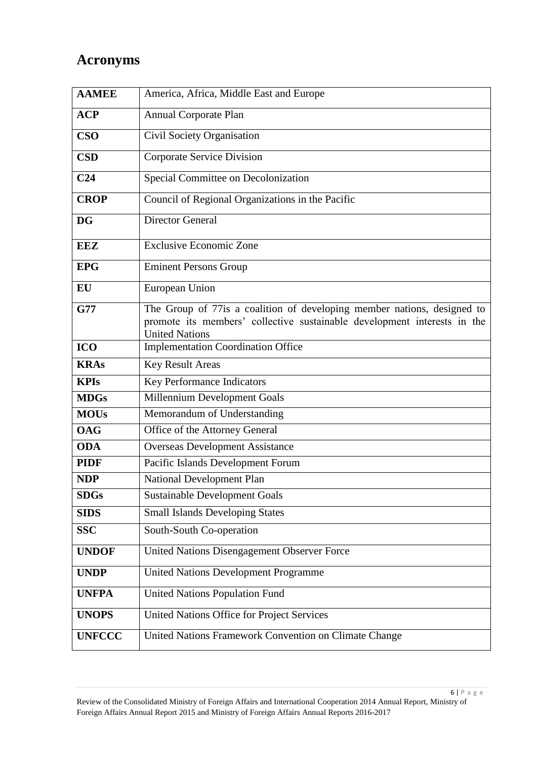# Acronyms

| | |
|---|---|
| **AAMEE** | America, Africa, Middle East and Europe |
| **ACP** | Annual Corporate Plan |
| **CSO** | Civil Society Organisation |
| **CSD** | Corporate Service Division |
| **C24** | Special Committee on Decolonization |
| **CROP** | Council of Regional Organizations in the Pacific |
| **DG** | Director General |
| **EEZ** | Exclusive Economic Zone |
| **EPG** | Eminent Persons Group |
| **EU** | European Union |
| **G77** | The Group of 77is a coalition of developing member nations, designed to promote its members' collective sustainable development interests in the United Nations |
| **ICO** | Implementation Coordination Office |
| **KRAs** | Key Result Areas |
| **KPIs** | Key Performance Indicators |
| **MDGs** | Millennium Development Goals |
| **MOUs** | Memorandum of Understanding |
| **OAG** | Office of the Attorney General |
| **ODA** | Overseas Development Assistance |
| **PIDF** | Pacific Islands Development Forum |
| **NDP** | National Development Plan |
| **SDGs** | Sustainable Development Goals |
| **SIDS** | Small Islands Developing States |
| **SSC** | South-South Co-operation |
| **UNDOF** | United Nations Disengagement Observer Force |
| **UNDP** | United Nations Development Programme |
| **UNFPA** | United Nations Population Fund |
| **UNOPS** | United Nations Office for Project Services |
| **UNFCCC** | United Nations Framework Convention on Climate Change |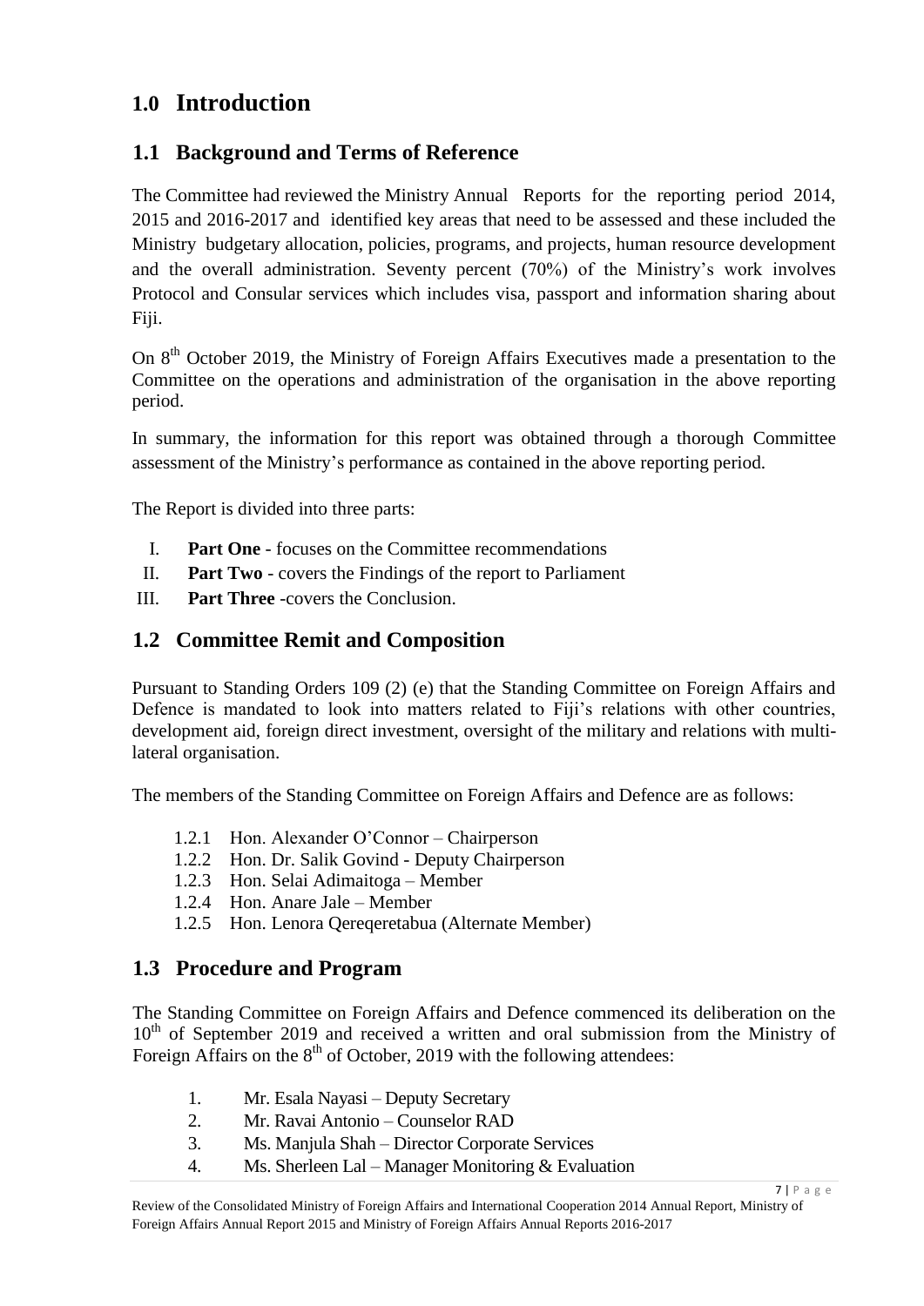# 1.0 Introduction

## 1.1 Background and Terms of Reference

The Committee had reviewed the Ministry Annual Reports for the reporting period 2014, 2015 and 2016-2017 and identified key areas that need to be assessed and these included the Ministry budgetary allocation, policies, programs, and projects, human resource development and the overall administration. Seventy percent (70%) of the Ministry's work involves Protocol and Consular services which includes visa, passport and information sharing about Fiji.

On 8th October 2019, the Ministry of Foreign Affairs Executives made a presentation to the Committee on the operations and administration of the organisation in the above reporting period.

In summary, the information for this report was obtained through a thorough Committee assessment of the Ministry's performance as contained in the above reporting period.

The Report is divided into three parts:

I. **Part One** - focuses on the Committee recommendations
II. **Part Two** - covers the Findings of the report to Parliament
III. **Part Three** -covers the Conclusion.

## 1.2 Committee Remit and Composition

Pursuant to Standing Orders 109 (2) (e) that the Standing Committee on Foreign Affairs and Defence is mandated to look into matters related to Fiji's relations with other countries, development aid, foreign direct investment, oversight of the military and relations with multi-lateral organisation.

The members of the Standing Committee on Foreign Affairs and Defence are as follows:

1.2.1 Hon. Alexander O'Connor – Chairperson
1.2.2 Hon. Dr. Salik Govind - Deputy Chairperson
1.2.3 Hon. Selai Adimaitoga – Member
1.2.4 Hon. Anare Jale – Member
1.2.5 Hon. Lenora Qereqeretabua (Alternate Member)

## 1.3 Procedure and Program

The Standing Committee on Foreign Affairs and Defence commenced its deliberation on the 10th of September 2019 and received a written and oral submission from the Ministry of Foreign Affairs on the 8th of October, 2019 with the following attendees:

1. Mr. Esala Nayasi – Deputy Secretary
2. Mr. Ravai Antonio – Counselor RAD
3. Ms. Manjula Shah – Director Corporate Services
4. Ms. Sherleen Lal – Manager Monitoring & Evaluation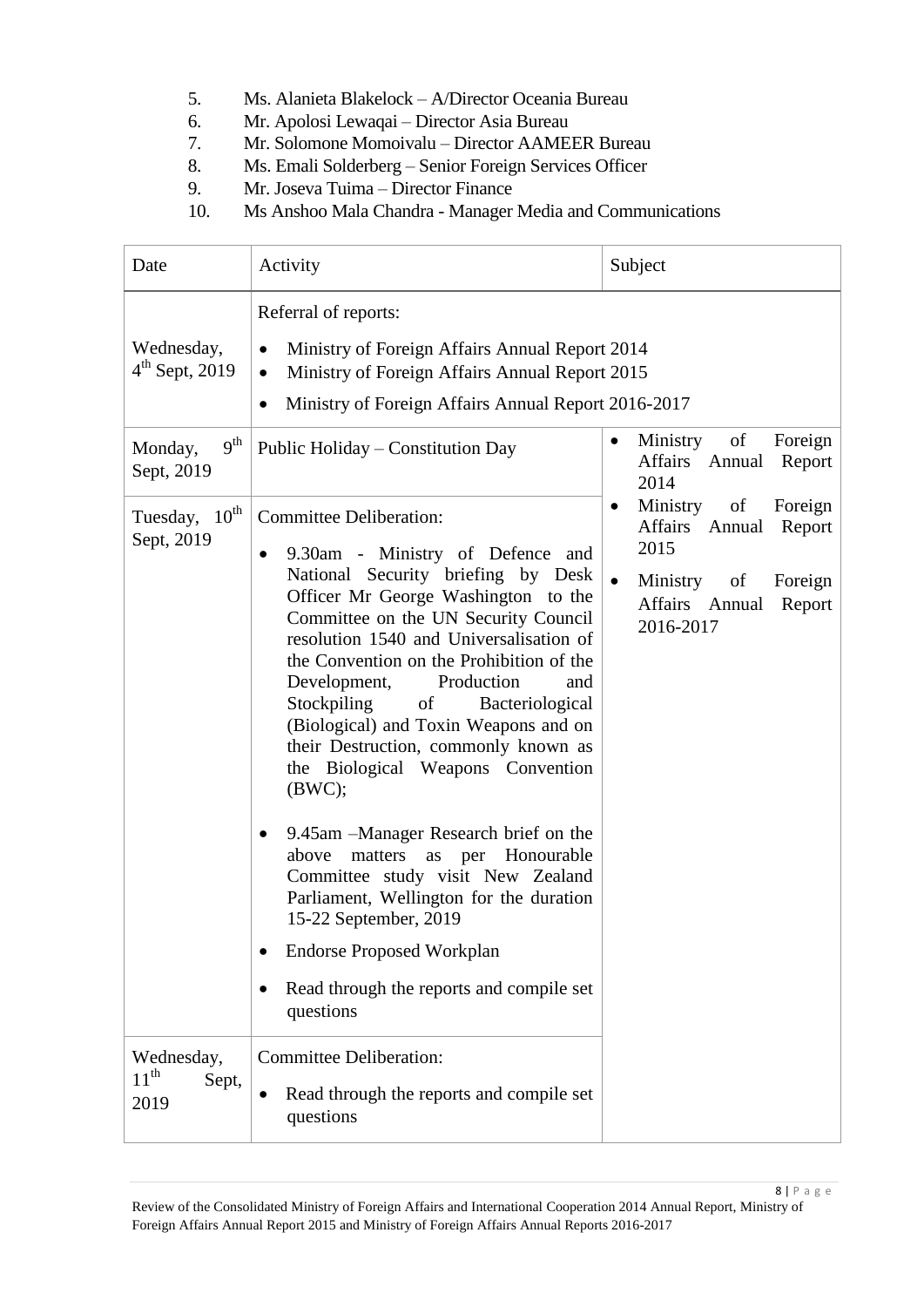5. Ms. Alanieta Blakelock – A/Director Oceania Bureau
6. Mr. Apolosi Lewaqai – Director Asia Bureau
7. Mr. Solomone Momoivalu – Director AAMEER Bureau
8. Ms. Emali Solderberg – Senior Foreign Services Officer
9. Mr. Joseva Tuima – Director Finance
10. Ms Anshoo Mala Chandra - Manager Media and Communications

| Date | Activity | Subject |
| --- | --- | --- |
| Wednesday, 4th Sept, 2019 | Referral of reports: <br>• Ministry of Foreign Affairs Annual Report 2014 <br>• Ministry of Foreign Affairs Annual Report 2015 <br>• Ministry of Foreign Affairs Annual Report 2016-2017 | |
| Monday, 9th Sept, 2019 | Public Holiday – Constitution Day | • Ministry of Foreign Affairs Annual Report 2014 <br>• Ministry of Foreign Affairs Annual Report 2015 <br>• Ministry of Foreign Affairs Annual Report 2016-2017 |
| Tuesday, 10th Sept, 2019 | Committee Deliberation: <br>• 9.30am - Ministry of Defence and National Security briefing by Desk Officer Mr George Washington to the Committee on the UN Security Council resolution 1540 and Universalisation of the Convention on the Prohibition of the Development, Production and Stockpiling of Bacteriological (Biological) and Toxin Weapons and on their Destruction, commonly known as the Biological Weapons Convention (BWC); <br>• 9.45am –Manager Research brief on the above matters as per Honourable Committee study visit New Zealand Parliament, Wellington for the duration 15-22 September, 2019 <br>• Endorse Proposed Workplan <br>• Read through the reports and compile set questions | |
| Wednesday, 11th Sept, 2019 | Committee Deliberation: <br>• Read through the reports and compile set questions | |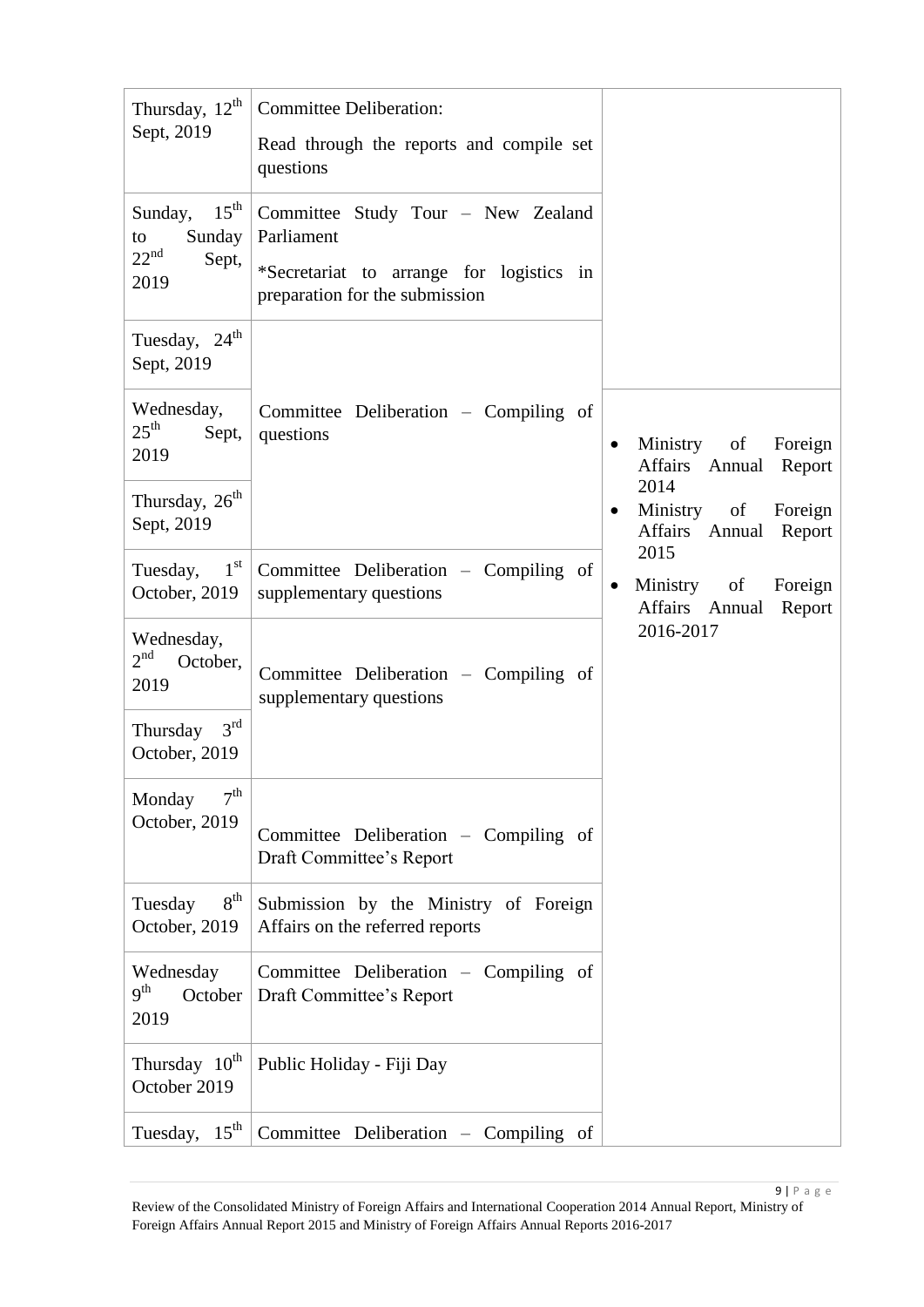| | | |
|---|---|---|
| Thursday, 12th Sept, 2019 | Committee Deliberation: <br> Read through the reports and compile set questions | |
| Sunday, 15th to Sunday 22nd Sept, 2019 | Committee Study Tour – New Zealand Parliament <br> *Secretariat to arrange for logistics in preparation for the submission | |
| Tuesday, 24th Sept, 2019 | Committee Deliberation – Compiling of questions | |
| Wednesday, 25th Sept, 2019 | | • Ministry of Foreign Affairs Annual Report 2014 <br> • Ministry of Foreign Affairs Annual Report 2015 <br> • Ministry of Foreign Affairs Annual Report 2016-2017 |
| Thursday, 26th Sept, 2019 | | |
| Tuesday, 1st October, 2019 | Committee Deliberation – Compiling of supplementary questions | |
| Wednesday, 2nd October, 2019 | Committee Deliberation – Compiling of supplementary questions | |
| Thursday 3rd October, 2019 | | |
| Monday 7th October, 2019 | Committee Deliberation – Compiling of Draft Committee's Report | |
| Tuesday 8th October, 2019 | Submission by the Ministry of Foreign Affairs on the referred reports | |
| Wednesday 9th October 2019 | Committee Deliberation – Compiling of Draft Committee's Report | |
| Thursday 10th October 2019 | Public Holiday - Fiji Day | |
| Tuesday, 15th | Committee Deliberation – Compiling of | |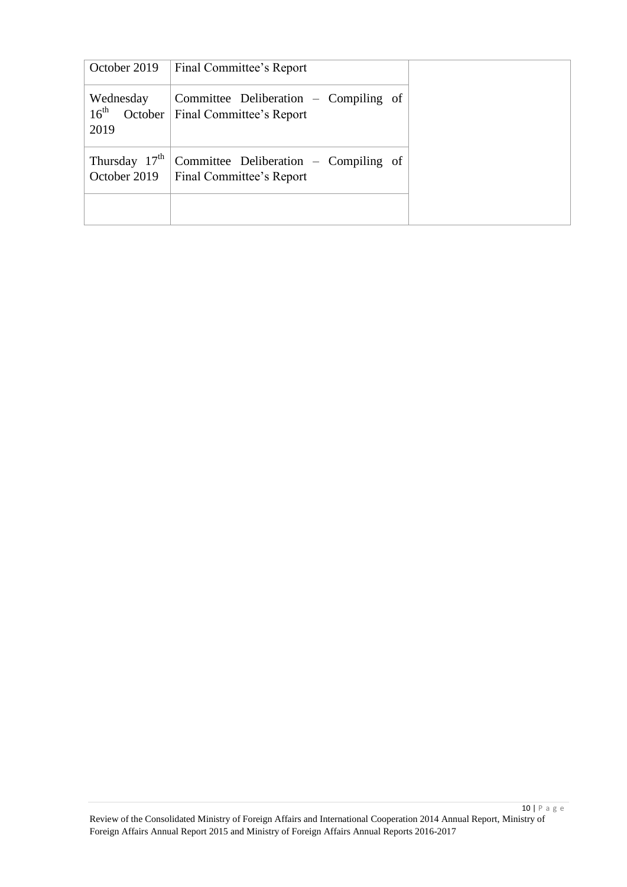| | | |
|---|---|---|
| October 2019 | Final Committee's Report | |
| Wednesday 16th October 2019 | Committee Deliberation – Compiling of Final Committee's Report | |
| Thursday 17th October 2019 | Committee Deliberation – Compiling of Final Committee's Report | |
| | | |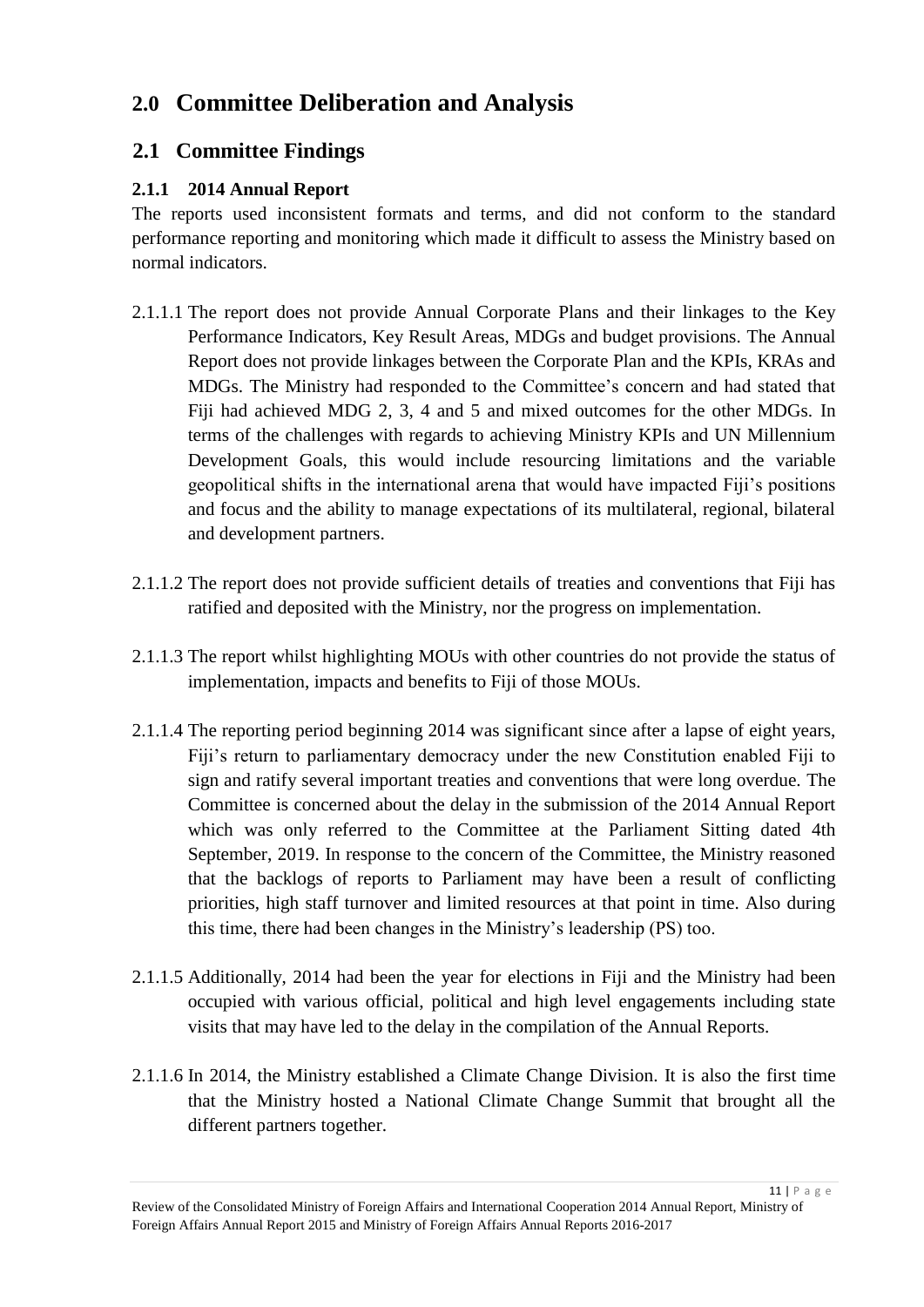# 2.0 Committee Deliberation and Analysis

## 2.1 Committee Findings

### 2.1.1 2014 Annual Report

The reports used inconsistent formats and terms, and did not conform to the standard performance reporting and monitoring which made it difficult to assess the Ministry based on normal indicators.

2.1.1.1 The report does not provide Annual Corporate Plans and their linkages to the Key Performance Indicators, Key Result Areas, MDGs and budget provisions. The Annual Report does not provide linkages between the Corporate Plan and the KPIs, KRAs and MDGs. The Ministry had responded to the Committee's concern and had stated that Fiji had achieved MDG 2, 3, 4 and 5 and mixed outcomes for the other MDGs. In terms of the challenges with regards to achieving Ministry KPIs and UN Millennium Development Goals, this would include resourcing limitations and the variable geopolitical shifts in the international arena that would have impacted Fiji's positions and focus and the ability to manage expectations of its multilateral, regional, bilateral and development partners.

2.1.1.2 The report does not provide sufficient details of treaties and conventions that Fiji has ratified and deposited with the Ministry, nor the progress on implementation.

2.1.1.3 The report whilst highlighting MOUs with other countries do not provide the status of implementation, impacts and benefits to Fiji of those MOUs.

2.1.1.4 The reporting period beginning 2014 was significant since after a lapse of eight years, Fiji's return to parliamentary democracy under the new Constitution enabled Fiji to sign and ratify several important treaties and conventions that were long overdue. The Committee is concerned about the delay in the submission of the 2014 Annual Report which was only referred to the Committee at the Parliament Sitting dated 4th September, 2019. In response to the concern of the Committee, the Ministry reasoned that the backlogs of reports to Parliament may have been a result of conflicting priorities, high staff turnover and limited resources at that point in time. Also during this time, there had been changes in the Ministry's leadership (PS) too.

2.1.1.5 Additionally, 2014 had been the year for elections in Fiji and the Ministry had been occupied with various official, political and high level engagements including state visits that may have led to the delay in the compilation of the Annual Reports.

2.1.1.6 In 2014, the Ministry established a Climate Change Division. It is also the first time that the Ministry hosted a National Climate Change Summit that brought all the different partners together.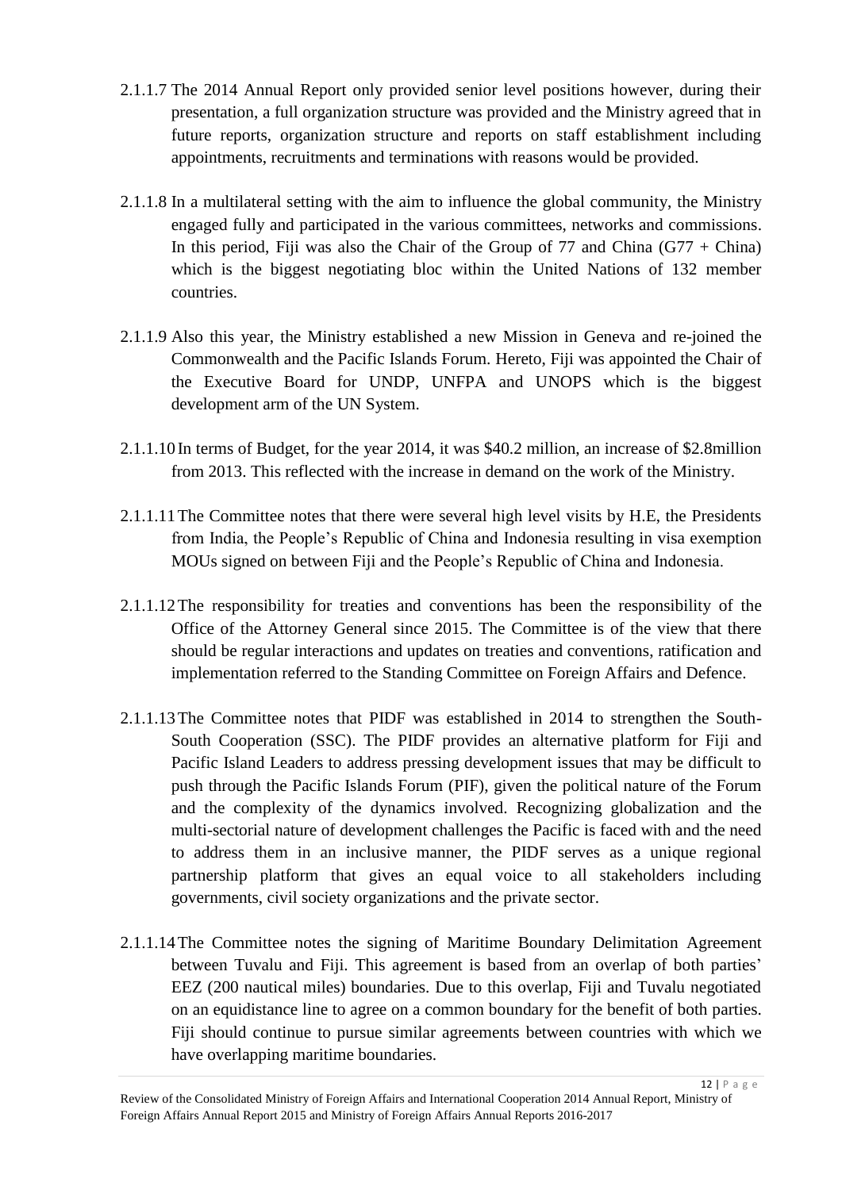2.1.1.7 The 2014 Annual Report only provided senior level positions however, during their presentation, a full organization structure was provided and the Ministry agreed that in future reports, organization structure and reports on staff establishment including appointments, recruitments and terminations with reasons would be provided.

2.1.1.8 In a multilateral setting with the aim to influence the global community, the Ministry engaged fully and participated in the various committees, networks and commissions. In this period, Fiji was also the Chair of the Group of 77 and China (G77 + China) which is the biggest negotiating bloc within the United Nations of 132 member countries.

2.1.1.9 Also this year, the Ministry established a new Mission in Geneva and re-joined the Commonwealth and the Pacific Islands Forum. Hereto, Fiji was appointed the Chair of the Executive Board for UNDP, UNFPA and UNOPS which is the biggest development arm of the UN System.

2.1.1.10 In terms of Budget, for the year 2014, it was $40.2 million, an increase of $2.8million from 2013. This reflected with the increase in demand on the work of the Ministry.

2.1.1.11 The Committee notes that there were several high level visits by H.E, the Presidents from India, the People's Republic of China and Indonesia resulting in visa exemption MOUs signed on between Fiji and the People's Republic of China and Indonesia.

2.1.1.12 The responsibility for treaties and conventions has been the responsibility of the Office of the Attorney General since 2015. The Committee is of the view that there should be regular interactions and updates on treaties and conventions, ratification and implementation referred to the Standing Committee on Foreign Affairs and Defence.

2.1.1.13 The Committee notes that PIDF was established in 2014 to strengthen the South-South Cooperation (SSC). The PIDF provides an alternative platform for Fiji and Pacific Island Leaders to address pressing development issues that may be difficult to push through the Pacific Islands Forum (PIF), given the political nature of the Forum and the complexity of the dynamics involved. Recognizing globalization and the multi-sectorial nature of development challenges the Pacific is faced with and the need to address them in an inclusive manner, the PIDF serves as a unique regional partnership platform that gives an equal voice to all stakeholders including governments, civil society organizations and the private sector.

2.1.1.14 The Committee notes the signing of Maritime Boundary Delimitation Agreement between Tuvalu and Fiji. This agreement is based from an overlap of both parties' EEZ (200 nautical miles) boundaries. Due to this overlap, Fiji and Tuvalu negotiated on an equidistance line to agree on a common boundary for the benefit of both parties. Fiji should continue to pursue similar agreements between countries with which we have overlapping maritime boundaries.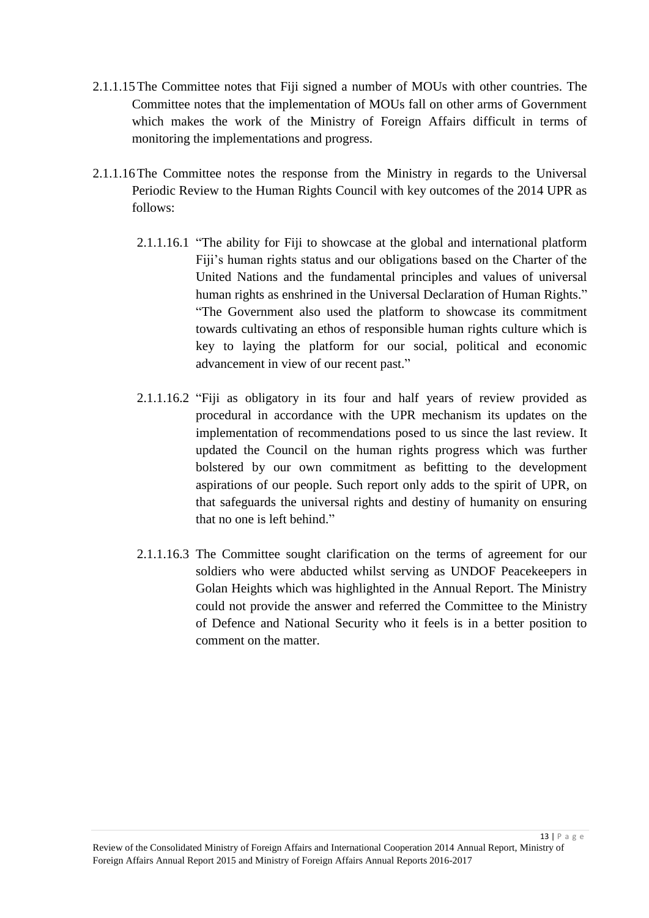2.1.1.15 The Committee notes that Fiji signed a number of MOUs with other countries. The Committee notes that the implementation of MOUs fall on other arms of Government which makes the work of the Ministry of Foreign Affairs difficult in terms of monitoring the implementations and progress.

2.1.1.16 The Committee notes the response from the Ministry in regards to the Universal Periodic Review to the Human Rights Council with key outcomes of the 2014 UPR as follows:

2.1.1.16.1 "The ability for Fiji to showcase at the global and international platform Fiji's human rights status and our obligations based on the Charter of the United Nations and the fundamental principles and values of universal human rights as enshrined in the Universal Declaration of Human Rights." "The Government also used the platform to showcase its commitment towards cultivating an ethos of responsible human rights culture which is key to laying the platform for our social, political and economic advancement in view of our recent past."

2.1.1.16.2 "Fiji as obligatory in its four and half years of review provided as procedural in accordance with the UPR mechanism its updates on the implementation of recommendations posed to us since the last review. It updated the Council on the human rights progress which was further bolstered by our own commitment as befitting to the development aspirations of our people. Such report only adds to the spirit of UPR, on that safeguards the universal rights and destiny of humanity on ensuring that no one is left behind."

2.1.1.16.3 The Committee sought clarification on the terms of agreement for our soldiers who were abducted whilst serving as UNDOF Peacekeepers in Golan Heights which was highlighted in the Annual Report. The Ministry could not provide the answer and referred the Committee to the Ministry of Defence and National Security who it feels is in a better position to comment on the matter.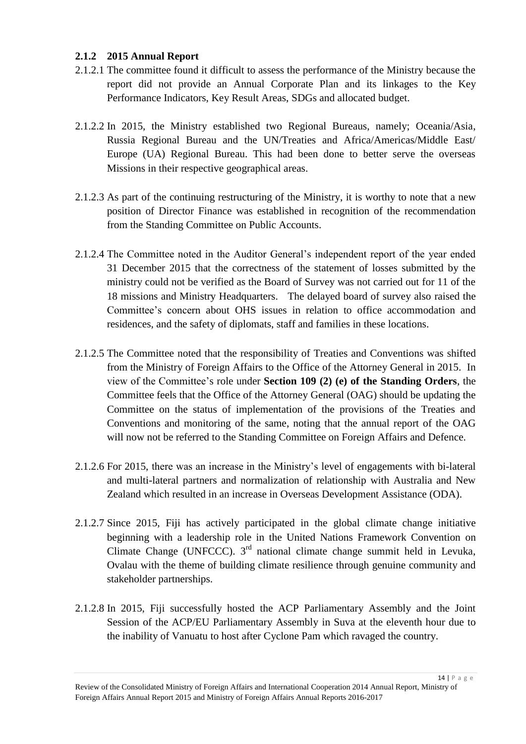### 2.1.2 2015 Annual Report

2.1.2.1 The committee found it difficult to assess the performance of the Ministry because the report did not provide an Annual Corporate Plan and its linkages to the Key Performance Indicators, Key Result Areas, SDGs and allocated budget.

2.1.2.2 In 2015, the Ministry established two Regional Bureaus, namely; Oceania/Asia, Russia Regional Bureau and the UN/Treaties and Africa/Americas/Middle East/ Europe (UA) Regional Bureau. This had been done to better serve the overseas Missions in their respective geographical areas.

2.1.2.3 As part of the continuing restructuring of the Ministry, it is worthy to note that a new position of Director Finance was established in recognition of the recommendation from the Standing Committee on Public Accounts.

2.1.2.4 The Committee noted in the Auditor General's independent report of the year ended 31 December 2015 that the correctness of the statement of losses submitted by the ministry could not be verified as the Board of Survey was not carried out for 11 of the 18 missions and Ministry Headquarters. The delayed board of survey also raised the Committee's concern about OHS issues in relation to office accommodation and residences, and the safety of diplomats, staff and families in these locations.

2.1.2.5 The Committee noted that the responsibility of Treaties and Conventions was shifted from the Ministry of Foreign Affairs to the Office of the Attorney General in 2015. In view of the Committee's role under **Section 109 (2) (e) of the Standing Orders**, the Committee feels that the Office of the Attorney General (OAG) should be updating the Committee on the status of implementation of the provisions of the Treaties and Conventions and monitoring of the same, noting that the annual report of the OAG will now not be referred to the Standing Committee on Foreign Affairs and Defence.

2.1.2.6 For 2015, there was an increase in the Ministry's level of engagements with bi-lateral and multi-lateral partners and normalization of relationship with Australia and New Zealand which resulted in an increase in Overseas Development Assistance (ODA).

2.1.2.7 Since 2015, Fiji has actively participated in the global climate change initiative beginning with a leadership role in the United Nations Framework Convention on Climate Change (UNFCCC). 3rd national climate change summit held in Levuka, Ovalau with the theme of building climate resilience through genuine community and stakeholder partnerships.

2.1.2.8 In 2015, Fiji successfully hosted the ACP Parliamentary Assembly and the Joint Session of the ACP/EU Parliamentary Assembly in Suva at the eleventh hour due to the inability of Vanuatu to host after Cyclone Pam which ravaged the country.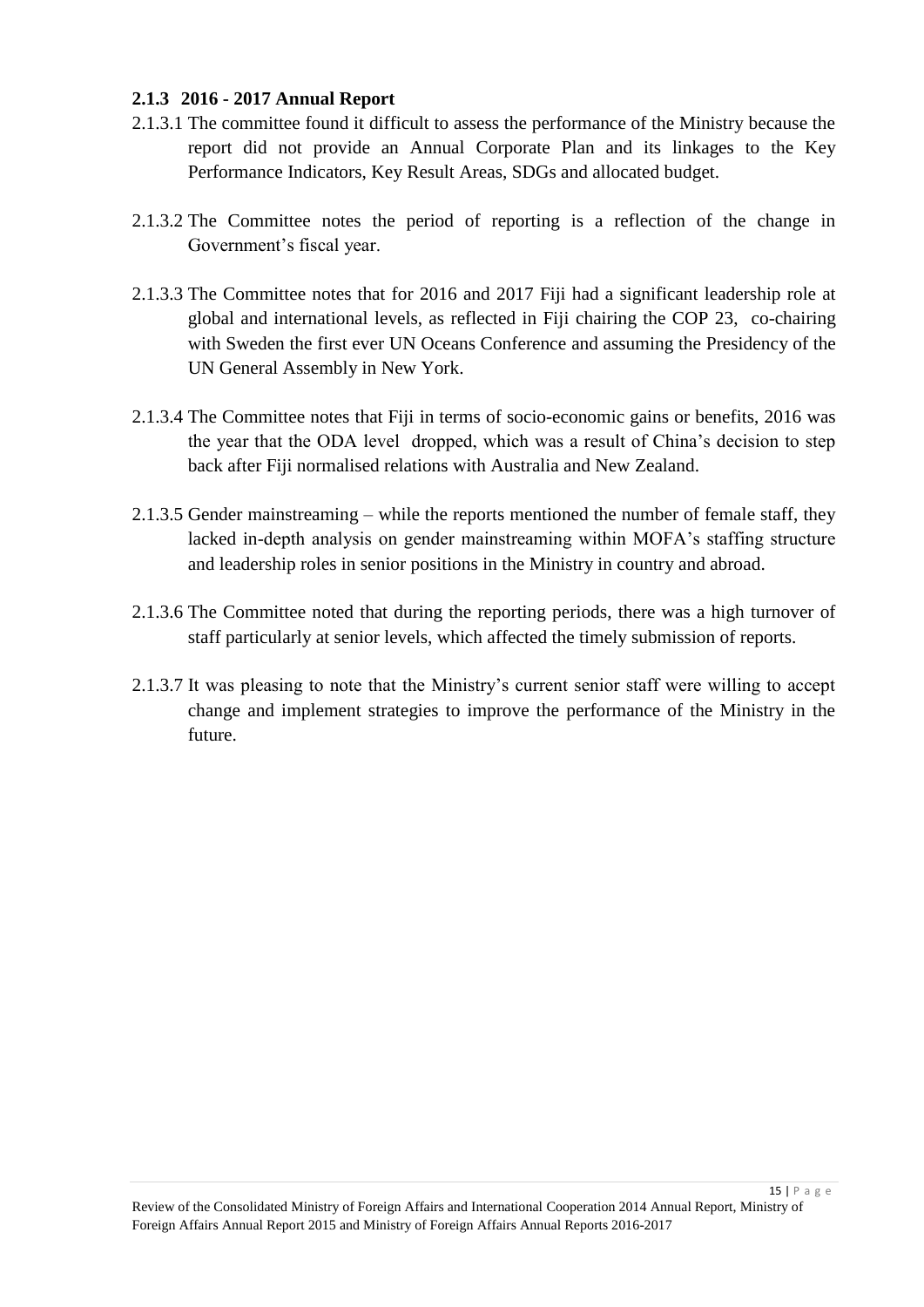### 2.1.3 2016 - 2017 Annual Report

2.1.3.1 The committee found it difficult to assess the performance of the Ministry because the report did not provide an Annual Corporate Plan and its linkages to the Key Performance Indicators, Key Result Areas, SDGs and allocated budget.

2.1.3.2 The Committee notes the period of reporting is a reflection of the change in Government's fiscal year.

2.1.3.3 The Committee notes that for 2016 and 2017 Fiji had a significant leadership role at global and international levels, as reflected in Fiji chairing the COP 23, co-chairing with Sweden the first ever UN Oceans Conference and assuming the Presidency of the UN General Assembly in New York.

2.1.3.4 The Committee notes that Fiji in terms of socio-economic gains or benefits, 2016 was the year that the ODA level dropped, which was a result of China's decision to step back after Fiji normalised relations with Australia and New Zealand.

2.1.3.5 Gender mainstreaming – while the reports mentioned the number of female staff, they lacked in-depth analysis on gender mainstreaming within MOFA's staffing structure and leadership roles in senior positions in the Ministry in country and abroad.

2.1.3.6 The Committee noted that during the reporting periods, there was a high turnover of staff particularly at senior levels, which affected the timely submission of reports.

2.1.3.7 It was pleasing to note that the Ministry's current senior staff were willing to accept change and implement strategies to improve the performance of the Ministry in the future.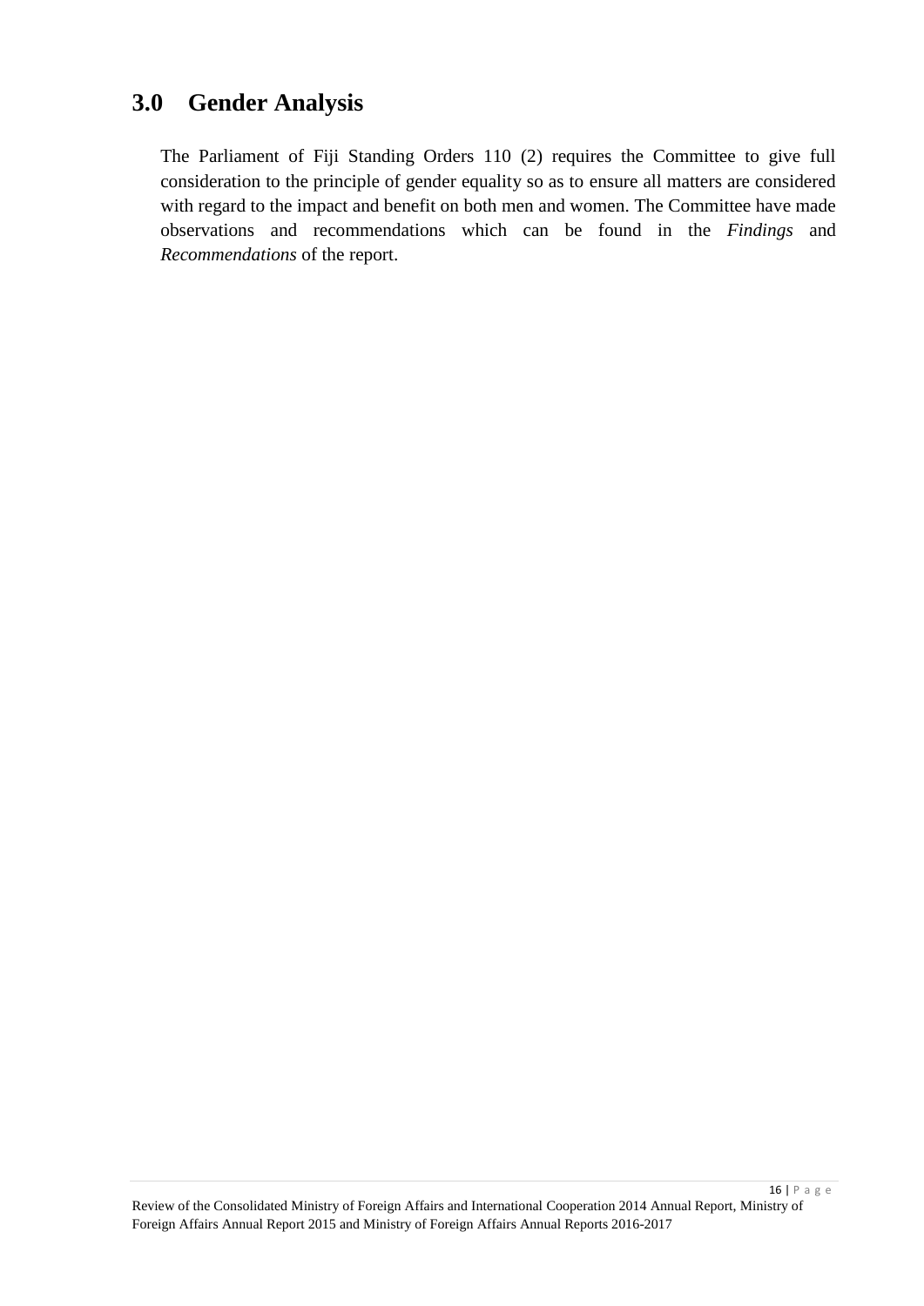## 3.0 Gender Analysis

The Parliament of Fiji Standing Orders 110 (2) requires the Committee to give full consideration to the principle of gender equality so as to ensure all matters are considered with regard to the impact and benefit on both men and women. The Committee have made observations and recommendations which can be found in the *Findings* and *Recommendations* of the report.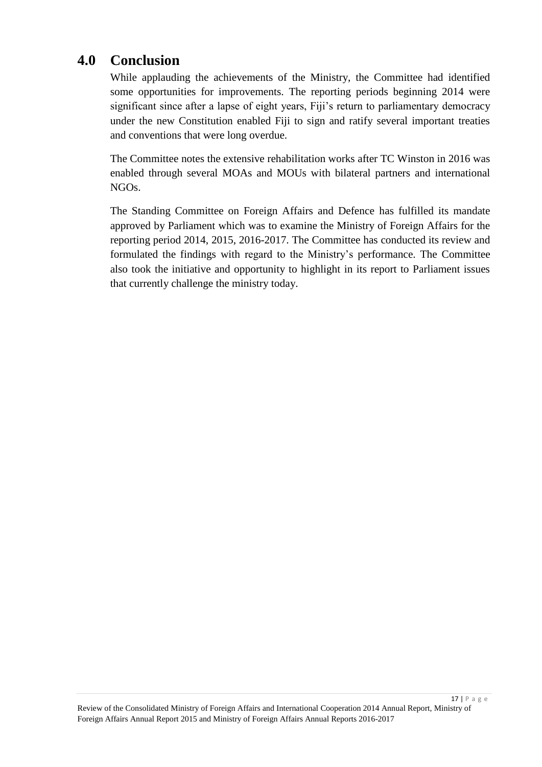# 4.0 Conclusion

While applauding the achievements of the Ministry, the Committee had identified some opportunities for improvements. The reporting periods beginning 2014 were significant since after a lapse of eight years, Fiji's return to parliamentary democracy under the new Constitution enabled Fiji to sign and ratify several important treaties and conventions that were long overdue.

The Committee notes the extensive rehabilitation works after TC Winston in 2016 was enabled through several MOAs and MOUs with bilateral partners and international NGOs.

The Standing Committee on Foreign Affairs and Defence has fulfilled its mandate approved by Parliament which was to examine the Ministry of Foreign Affairs for the reporting period 2014, 2015, 2016-2017. The Committee has conducted its review and formulated the findings with regard to the Ministry's performance. The Committee also took the initiative and opportunity to highlight in its report to Parliament issues that currently challenge the ministry today.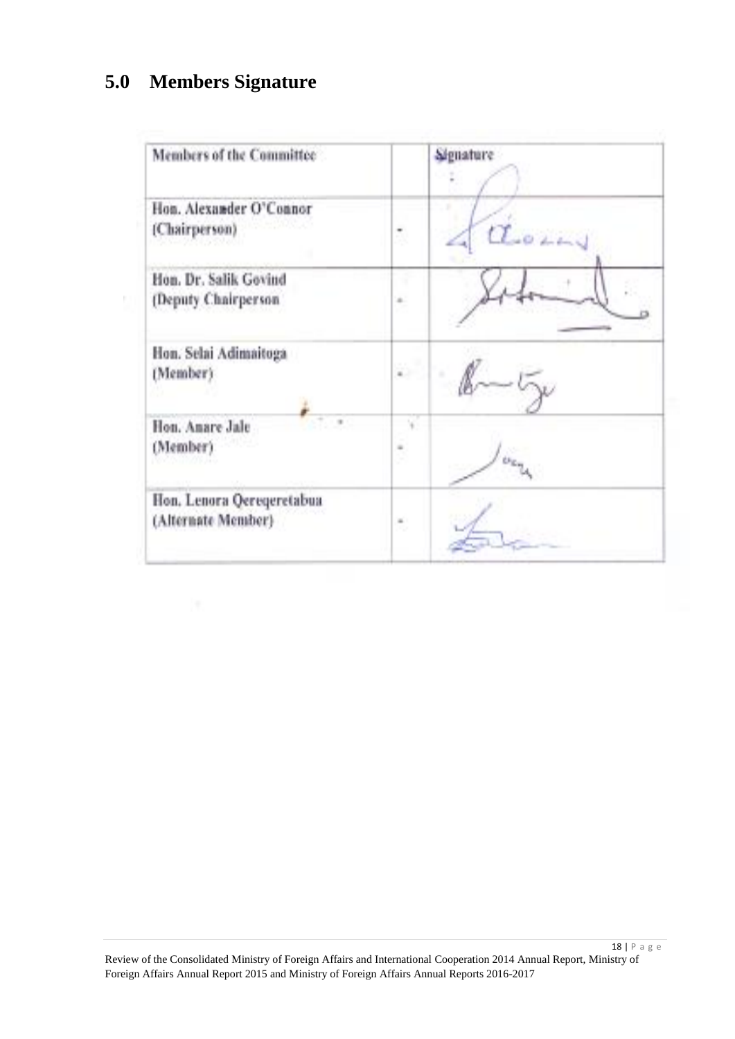## 5.0 Members Signature

| Members of the Committee | | Signature |
|---|---|---|
| Hon. Alexander O'Connor (Chairperson) | - | |
| Hon. Dr. Salik Govind (Deputy Chairperson | - | |
| Hon. Selai Adimaitoga (Member) | - | |
| Hon. Anare Jale (Member) | - | |
| Hon. Lenora Qereqeretabua (Alternate Member) | - | |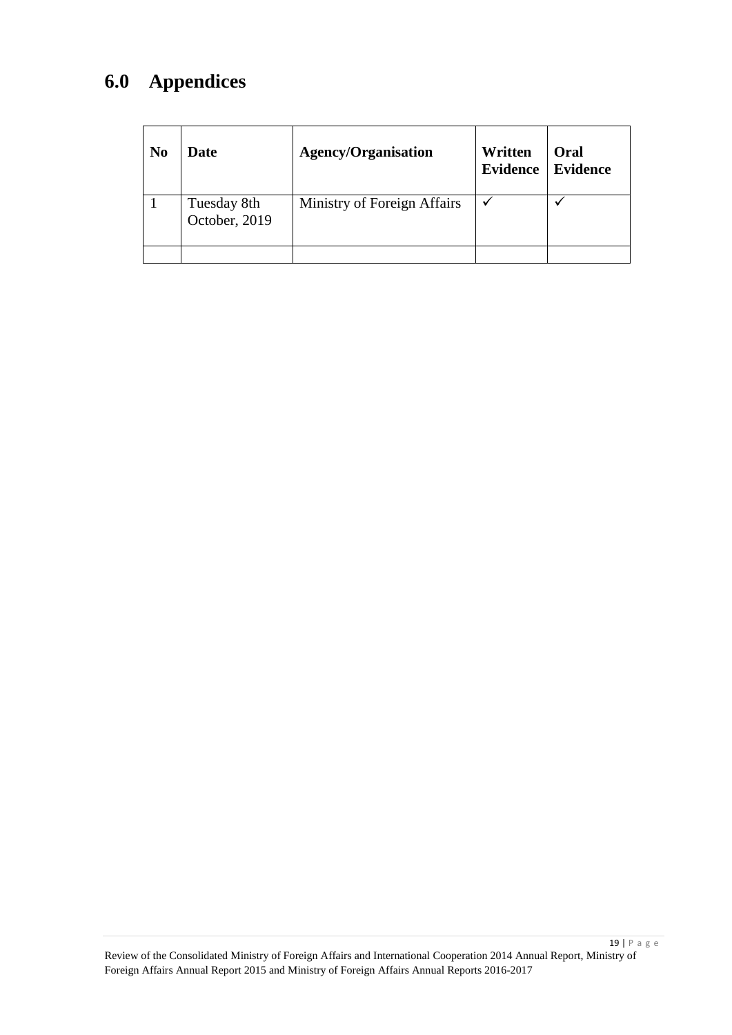# 6.0 Appendices

| No | Date | Agency/Organisation | Written Evidence | Oral Evidence |
|---|---|---|---|---|
| 1 | Tuesday 8th October, 2019 | Ministry of Foreign Affairs | ✓ | ✓ |
| | | | | |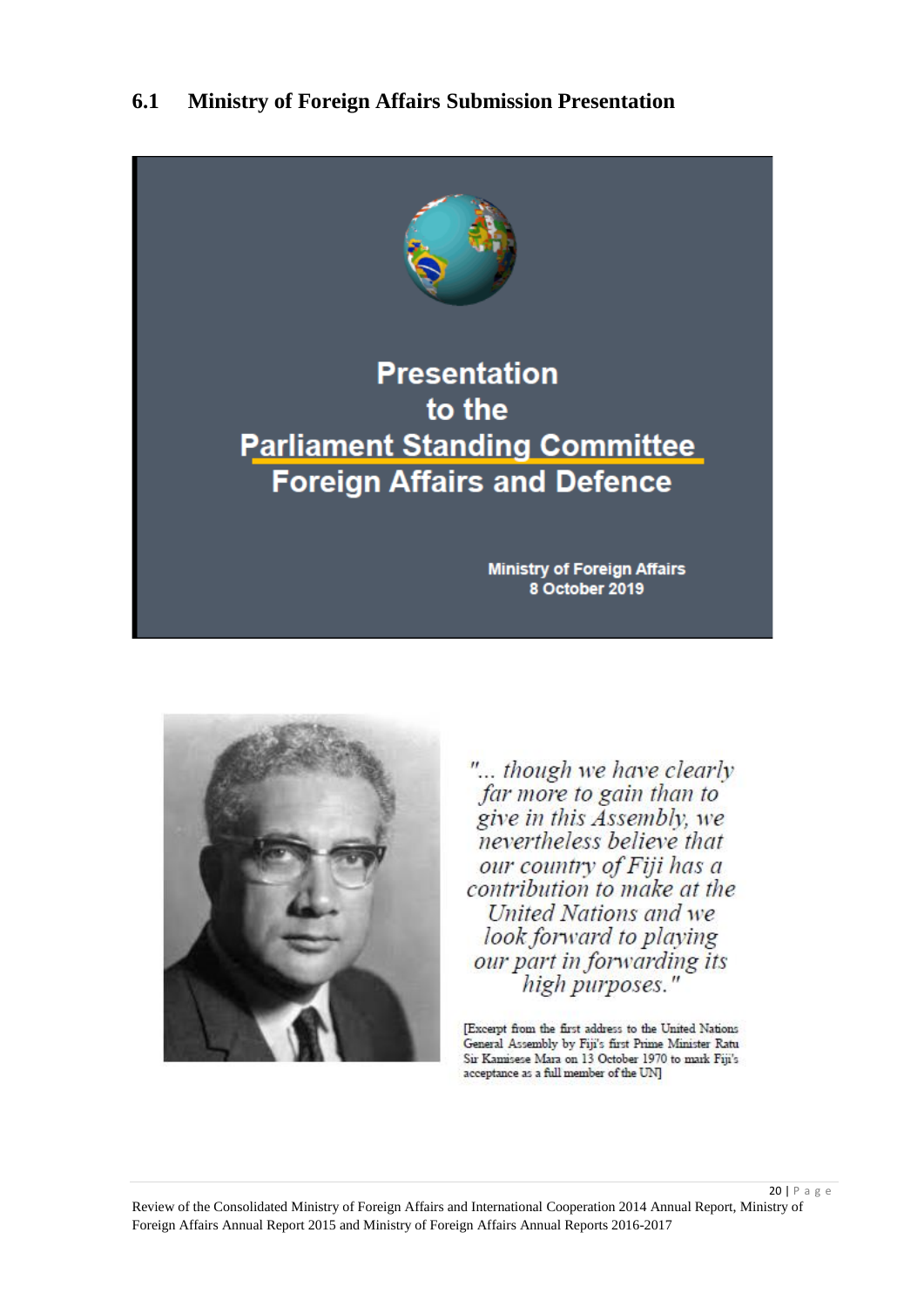## 6.1 Ministry of Foreign Affairs Submission Presentation

**Presentation to the Parliament Standing Committee Foreign Affairs and Defence**

**Ministry of Foreign Affairs**
**8 October 2019**

*"... though we have clearly far more to gain than to give in this Assembly, we nevertheless believe that our country of Fiji has a contribution to make at the United Nations and we look forward to playing our part in forwarding its high purposes."*

[Excerpt from the first address to the United Nations General Assembly by Fiji's first Prime Minister Ratu Sir Kamisese Mara on 13 October 1970 to mark Fiji's acceptance as a full member of the UN]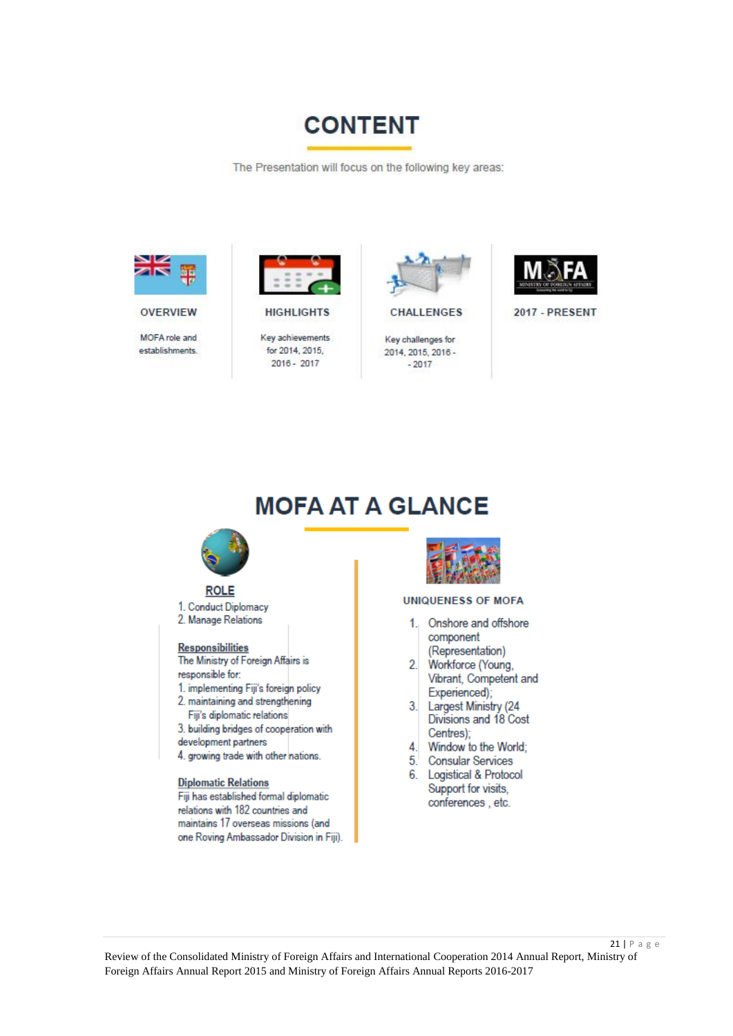# CONTENT

The Presentation will focus on the following key areas:

| OVERVIEW | HIGHLIGHTS | CHALLENGES | 2017 - PRESENT |
|---|---|---|---|
| MOFA role and establishments. | Key achievements for 2014, 2015, 2016 - 2017 | Key challenges for 2014, 2015, 2016 - - 2017 | |

# MOFA AT A GLANCE

**ROLE**

1. Conduct Diplomacy
2. Manage Relations

**Responsibilities**

The Ministry of Foreign Affairs is responsible for:

1. implementing Fiji's foreign policy
2. maintaining and strengthening Fiji's diplomatic relations
3. building bridges of cooperation with development partners
4. growing trade with other nations.

**Diplomatic Relations**

Fiji has established formal diplomatic relations with 182 countries and maintains 17 overseas missions (and one Roving Ambassador Division in Fiji).

**UNIQUENESS OF MOFA**

1. Onshore and offshore component (Representation)
2. Workforce (Young, Vibrant, Competent and Experienced);
3. Largest Ministry (24 Divisions and 18 Cost Centres);
4. Window to the World;
5. Consular Services
6. Logistical & Protocol Support for visits, conferences , etc.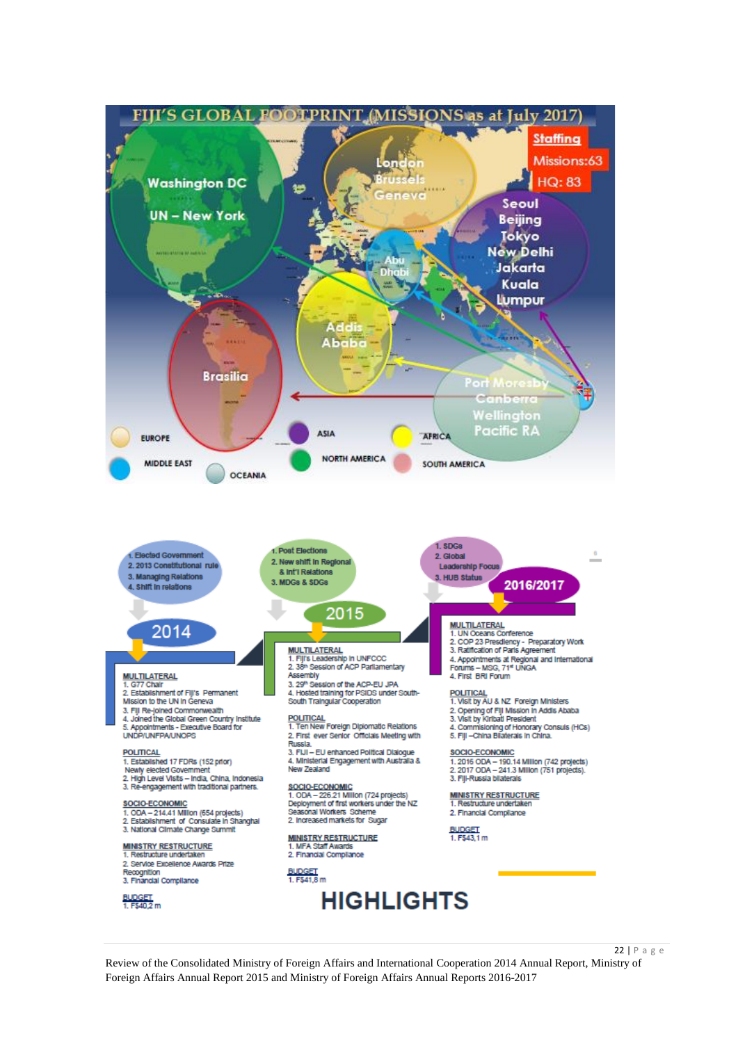# FIJI'S GLOBAL FOOTPRINT (MISSIONS as at July 2017)

**Staffing**
Missions: 63
HQ: 83

Washington DC
UN – New York

London
Brussels
Geneva

Seoul
Beijing
Tokyo
New Delhi
Jakarta
Kuala Lumpur

Abu Dhabi

Addis Ababa

Brasilia

Port Moresby
Canberra
Wellington
Pacific RA

EUROPE · ASIA · AFRICA · MIDDLE EAST · NORTH AMERICA · SOUTH AMERICA · OCEANIA

# HIGHLIGHTS

## 2014

1. Elected Government
2. 2013 Constitutional rule
3. Managing Relations
4. Shift in relations

**MULTILATERAL**
1. G77 Chair
2. Establishment of Fiji's Permanent Mission to the UN in Geneva
3. Fiji Re-joined Commonwealth
4. Joined the Global Green Country Institute
5. Appointments - Executive Board for UNDP/UNFPA/UNOPS

**POLITICAL**
1. Established 17 FDRs (152 prior) Newly elected Government
2. High Level Visits – India, China, Indonesia
3. Re-engagement with traditional partners.

**SOCIO-ECONOMIC**
1. ODA – 214.41 Million (654 projects)
2. Establishment of Consulate in Shanghai
3. National Climate Change Summit

**MINISTRY RESTRUCTURE**
1. Restructure undertaken
2. Service Excellence Awards Prize Recognition
3. Financial Compliance

**BUDGET**
1. F$40,2 m

## 2015

1. Post Elections
2. New shift in Regional & Int'l Relations
3. MDGs & SDGs

**MULTILATERAL**
1. Fiji's Leadership in UNFCCC
2. 38th Session of ACP Parliamentary Assembly
3. 29th Session of the ACP-EU JPA
4. Hosted training for PSIDS under South-South Traingular Cooperation

**POLITICAL**
1. Ten New Foreign Diplomatic Relations
2. First ever Senior Officials Meeting with Russia.
3. FIJI – EU enhanced Political Dialogue
4. Ministerial Engagement with Australia & New Zealand

**SOCIO-ECONOMIC**
1. ODA – 226.21 Million (724 projects) Deployment of first workers under the NZ Seasonal Workers Scheme
2. Increased markets for Sugar

**MINISTRY RESTRUCTURE**
1. MFA Staff Awards
2. Financial Compliance

**BUDGET**
1. F$41,8 m

## 2016/2017

1. SDGs
2. Global Leadership Focus
3. HUB Status

**MULTILATERAL**
1. UN Oceans Conference
2. COP 23 Presidency - Preparatory Work
3. Ratification of Paris Agreement
4. Appointments at Regional and International Forums – MSG, 71st UNGA
4. First BRI Forum

**POLITICAL**
1. Visit by AU & NZ Foreign Ministers
2. Opening of Fiji Mission in Addis Ababa
3. Visit by Kiribati President
4. Commissioning of Honorary Consuls (HCs)
5. Fiji –China Bilaterals in China.

**SOCIO-ECONOMIC**
1. 2016 ODA – 190.14 Million (742 projects)
2. 2017 ODA – 241.3 Million (751 projects).
3. Fiji-Russia bilaterals

**MINISTRY RESTRUCTURE**
1. Restructure undertaken
2. Financial Compliance

**BUDGET**
1. F$43,1 m

Review of the Consolidated Ministry of Foreign Affairs and International Cooperation 2014 Annual Report, Ministry of Foreign Affairs Annual Report 2015 and Ministry of Foreign Affairs Annual Reports 2016-2017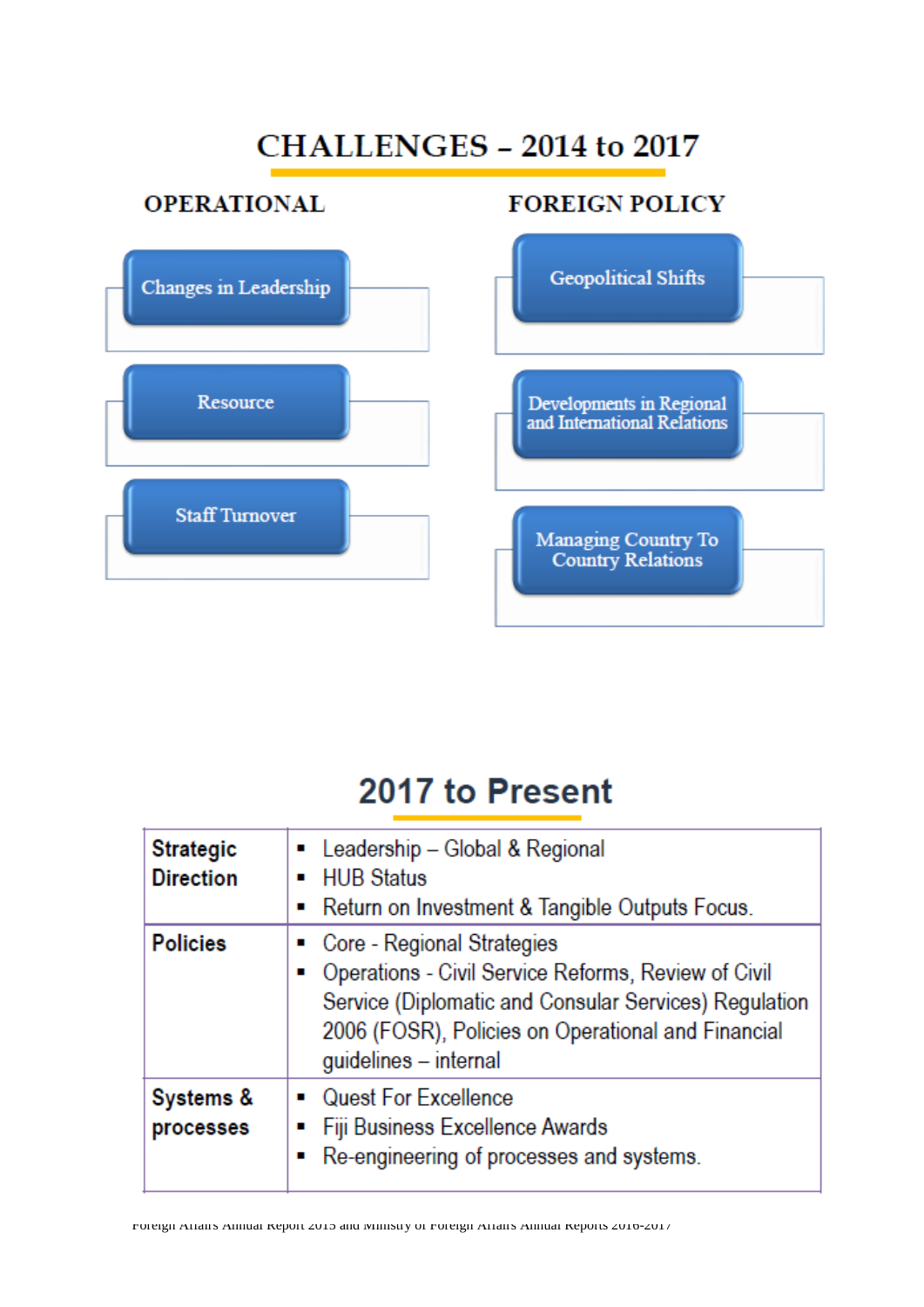# CHALLENGES – 2014 to 2017

## OPERATIONAL

- Changes in Leadership
- Resource
- Staff Turnover

## FOREIGN POLICY

- Geopolitical Shifts
- Developments in Regional and International Relations
- Managing Country To Country Relations

# 2017 to Present

| | |
|---|---|
| **Strategic Direction** | ▪ Leadership – Global & Regional<br>▪ HUB Status<br>▪ Return on Investment & Tangible Outputs Focus. |
| **Policies** | ▪ Core - Regional Strategies<br>▪ Operations - Civil Service Reforms, Review of Civil Service (Diplomatic and Consular Services) Regulation 2006 (FOSR), Policies on Operational and Financial guidelines – internal |
| **Systems & processes** | ▪ Quest For Excellence<br>▪ Fiji Business Excellence Awards<br>▪ Re-engineering of processes and systems. |

Foreign Affairs Annual Report 2015 and Ministry of Foreign Affairs Annual Reports 2016-2017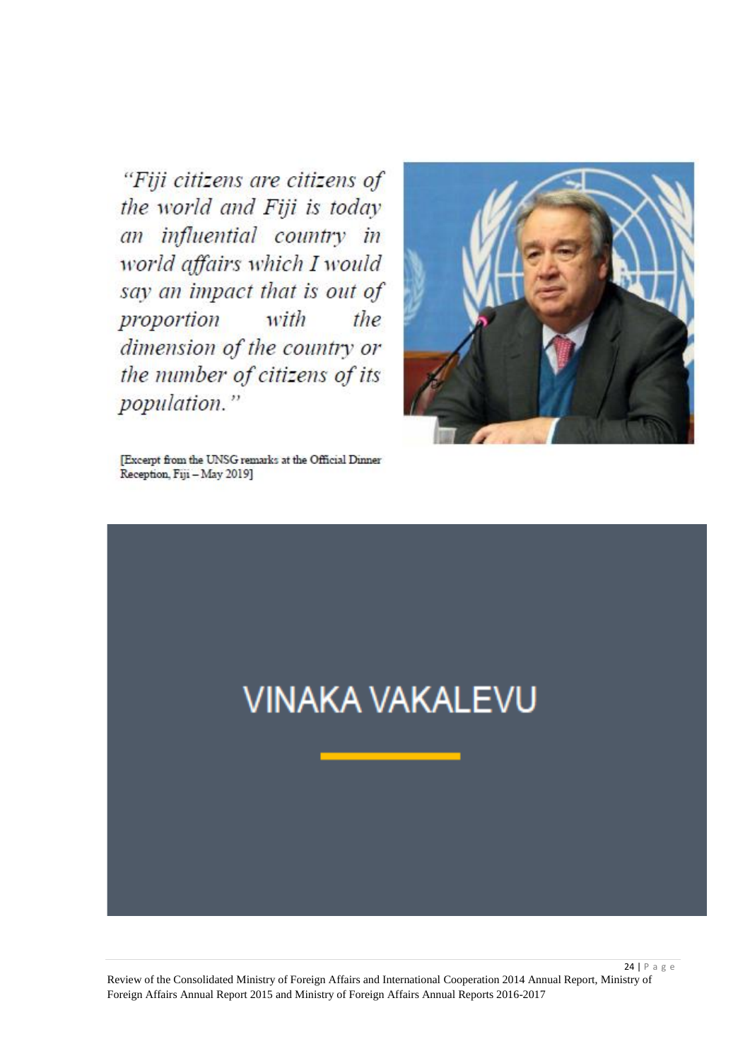*"Fiji citizens are citizens of the world and Fiji is today an influential country in world affairs which I would say an impact that is out of proportion with the dimension of the country or the number of citizens of its population."*

[Excerpt from the UNSG remarks at the Official Dinner Reception, Fiji – May 2019]

# VINAKA VAKALEVU